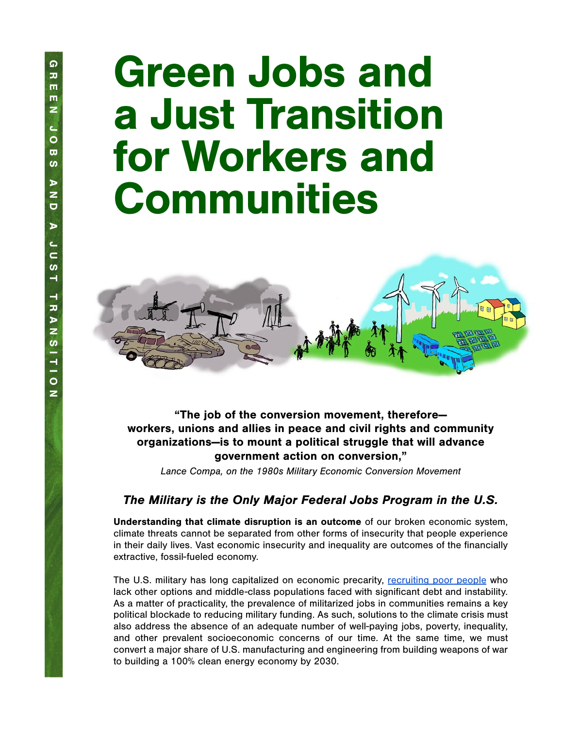# Green Jobs and a Just Transition for Workers and Communities

**"The job of the conversion movement, therefore—workers, unions and allies in peace and civil rights and community organizations—is to mount a political struggle that will advance government action on conversion,"**

*Lance Compa, on the 1980s Military Economic Conversion Movement*

### *The Military is the Only Major Federal Jobs Program in the U.S.*

**Understanding that climate disruption is an outcome** of our broken economic system, climate threats cannot be separated from other forms of insecurity that people experience in their daily lives. Vast economic insecurity and inequality are outcomes of the financially extractive, fossil-fueled economy.

The U.S. military has long capitalized on economic precarity, recruiting poor people who lack other options and middle-class populations faced with significant debt and instability. As a matter of practicality, the prevalence of militarized jobs in communities remains a key political blockade to reducing military funding. As such, solutions to the climate crisis must also address the absence of an adequate number of well-paying jobs, poverty, inequality, and other prevalent socioeconomic concerns of our time. At the same time, we must convert a major share of U.S. manufacturing and engineering from building weapons of war to building a 100% clean energy economy by 2030.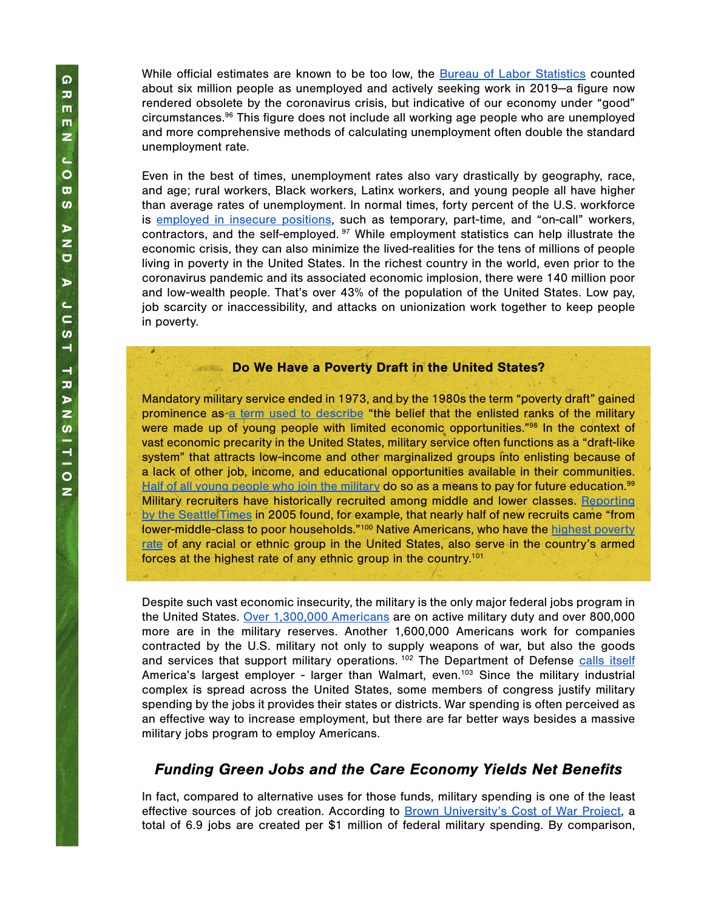While official estimates are known to be too low, the Bureau of Labor Statistics counted about six million people as unemployed and actively seeking work in 2019—a figure now rendered obsolete by the coronavirus crisis, but indicative of our economy under "good" circumstances.[96] This figure does not include all working age people who are unemployed and more comprehensive methods of calculating unemployment often double the standard unemployment rate.

Even in the best of times, unemployment rates also vary drastically by geography, race, and age; rural workers, Black workers, Latinx workers, and young people all have higher than average rates of unemployment. In normal times, forty percent of the U.S. workforce is employed in insecure positions, such as temporary, part-time, and "on-call" workers, contractors, and the self-employed.[97] While employment statistics can help illustrate the economic crisis, they can also minimize the lived-realities for the tens of millions of people living in poverty in the United States. In the richest country in the world, even prior to the coronavirus pandemic and its associated economic implosion, there were 140 million poor and low-wealth people. That's over 43% of the population of the United States. Low pay, job scarcity or inaccessibility, and attacks on unionization work together to keep people in poverty.

### Do We Have a Poverty Draft in the United States?

Mandatory military service ended in 1973, and by the 1980s the term "poverty draft" gained prominence as a term used to describe "the belief that the enlisted ranks of the military were made up of young people with limited economic opportunities."[98] In the context of vast economic precarity in the United States, military service often functions as a "draft-like system" that attracts low-income and other marginalized groups into enlisting because of a lack of other job, income, and educational opportunities available in their communities. Half of all young people who join the military do so as a means to pay for future education.[99] Military recruiters have historically recruited among middle and lower classes. Reporting by the Seattle Times in 2005 found, for example, that nearly half of new recruits came "from lower-middle-class to poor households."[100] Native Americans, who have the highest poverty rate of any racial or ethnic group in the United States, also serve in the country's armed forces at the highest rate of any ethnic group in the country.[101]

Despite such vast economic insecurity, the military is the only major federal jobs program in the United States. Over 1,300,000 Americans are on active military duty and over 800,000 more are in the military reserves. Another 1,600,000 Americans work for companies contracted by the U.S. military not only to supply weapons of war, but also the goods and services that support military operations.[102] The Department of Defense calls itself America's largest employer - larger than Walmart, even.[103] Since the military industrial complex is spread across the United States, some members of congress justify military spending by the jobs it provides their states or districts. War spending is often perceived as an effective way to increase employment, but there are far better ways besides a massive military jobs program to employ Americans.

## *Funding Green Jobs and the Care Economy Yields Net Benefits*

In fact, compared to alternative uses for those funds, military spending is one of the least effective sources of job creation. According to Brown University's Cost of War Project, a total of 6.9 jobs are created per $1 million of federal military spending. By comparison,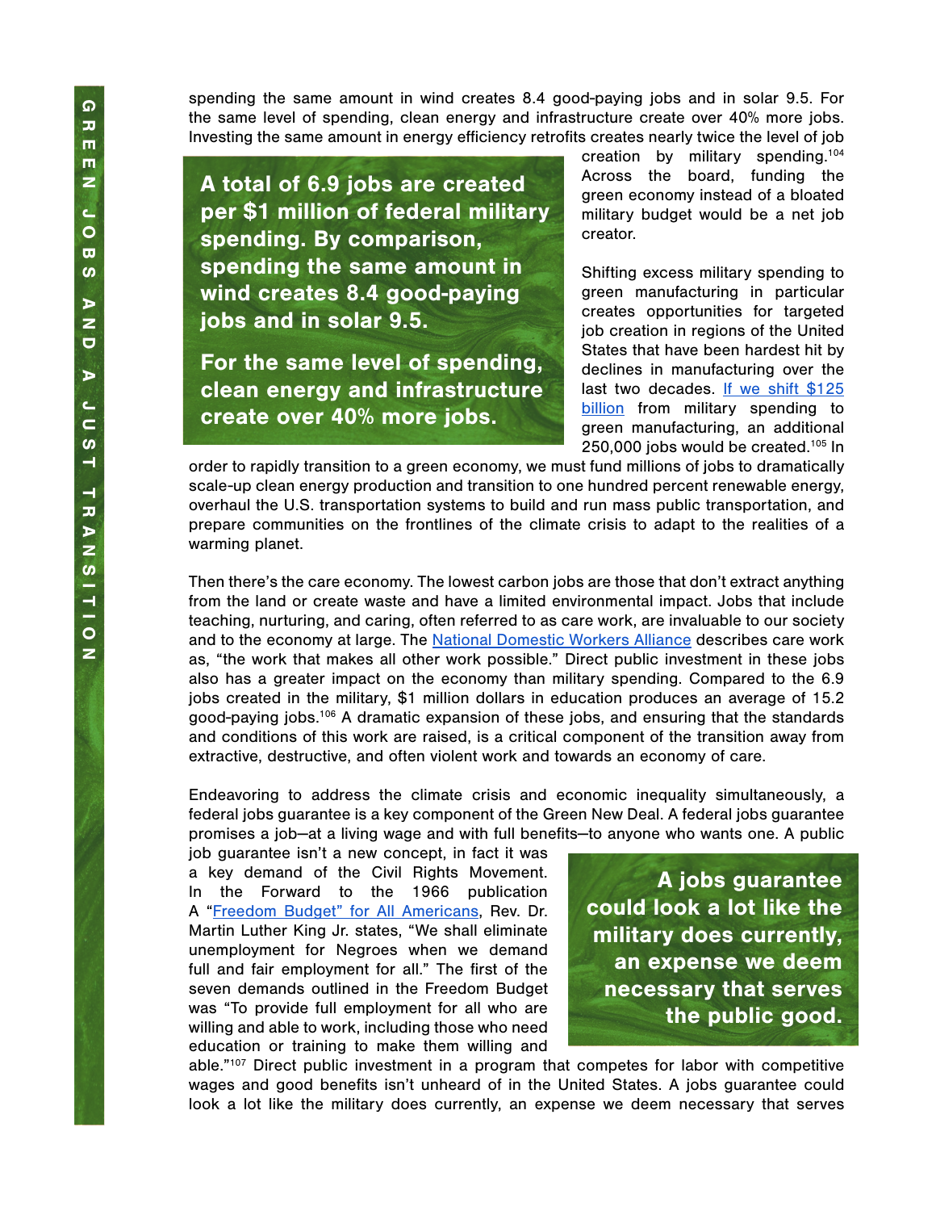spending the same amount in wind creates 8.4 good-paying jobs and in solar 9.5. For the same level of spending, clean energy and infrastructure create over 40% more jobs. Investing the same amount in energy efficiency retrofits creates nearly twice the level of job creation by military spending.[104] Across the board, funding the green economy instead of a bloated military budget would be a net job creator.

> **A total of 6.9 jobs are created per $1 million of federal military spending. By comparison, spending the same amount in wind creates 8.4 good-paying jobs and in solar 9.5.**
>
> **For the same level of spending, clean energy and infrastructure create over 40% more jobs.**

Shifting excess military spending to green manufacturing in particular creates opportunities for targeted job creation in regions of the United States that have been hardest hit by declines in manufacturing over the last two decades. [If we shift $125 billion]() from military spending to green manufacturing, an additional 250,000 jobs would be created.[105] In order to rapidly transition to a green economy, we must fund millions of jobs to dramatically scale-up clean energy production and transition to one hundred percent renewable energy, overhaul the U.S. transportation systems to build and run mass public transportation, and prepare communities on the frontlines of the climate crisis to adapt to the realities of a warming planet.

Then there's the care economy. The lowest carbon jobs are those that don't extract anything from the land or create waste and have a limited environmental impact. Jobs that include teaching, nurturing, and caring, often referred to as care work, are invaluable to our society and to the economy at large. The [National Domestic Workers Alliance]() describes care work as, "the work that makes all other work possible." Direct public investment in these jobs also has a greater impact on the economy than military spending. Compared to the 6.9 jobs created in the military, $1 million dollars in education produces an average of 15.2 good-paying jobs.[106] A dramatic expansion of these jobs, and ensuring that the standards and conditions of this work are raised, is a critical component of the transition away from extractive, destructive, and often violent work and towards an economy of care.

Endeavoring to address the climate crisis and economic inequality simultaneously, a federal jobs guarantee is a key component of the Green New Deal. A federal jobs guarantee promises a job—at a living wage and with full benefits—to anyone who wants one. A public job guarantee isn't a new concept, in fact it was a key demand of the Civil Rights Movement. In the Forward to the 1966 publication A "[Freedom Budget" for All Americans](), Rev. Dr. Martin Luther King Jr. states, "We shall eliminate unemployment for Negroes when we demand full and fair employment for all." The first of the seven demands outlined in the Freedom Budget was "To provide full employment for all who are willing and able to work, including those who need education or training to make them willing and able."[107] Direct public investment in a program that competes for labor with competitive wages and good benefits isn't unheard of in the United States. A jobs guarantee could look a lot like the military does currently, an expense we deem necessary that serves

> **A jobs guarantee could look a lot like the military does currently, an expense we deem necessary that serves the public good.**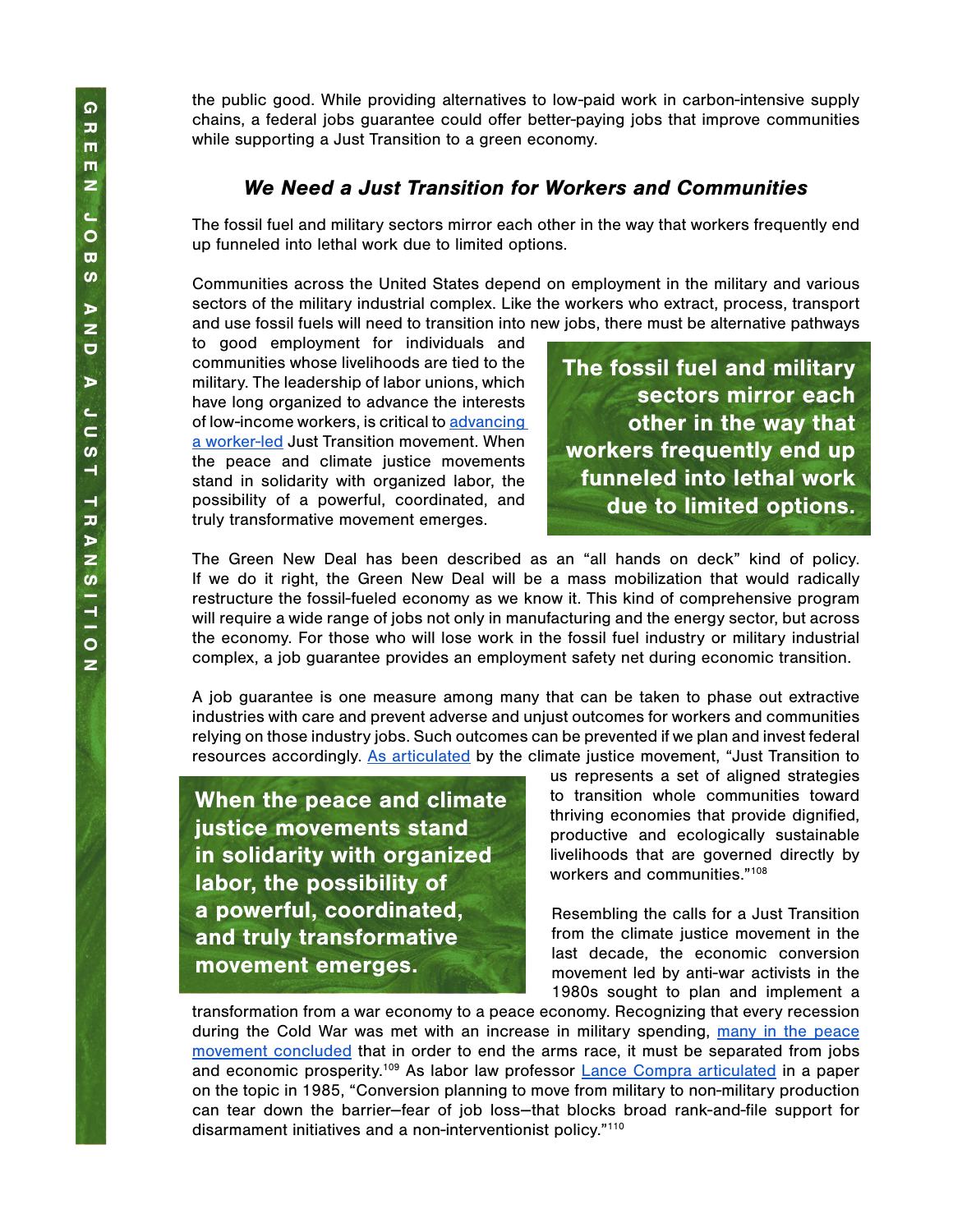the public good. While providing alternatives to low-paid work in carbon-intensive supply chains, a federal jobs guarantee could offer better-paying jobs that improve communities while supporting a Just Transition to a green economy.

### *We Need a Just Transition for Workers and Communities*

The fossil fuel and military sectors mirror each other in the way that workers frequently end up funneled into lethal work due to limited options.

Communities across the United States depend on employment in the military and various sectors of the military industrial complex. Like the workers who extract, process, transport and use fossil fuels will need to transition into new jobs, there must be alternative pathways to good employment for individuals and communities whose livelihoods are tied to the military. The leadership of labor unions, which have long organized to advance the interests of low-income workers, is critical to advancing a worker-led Just Transition movement. When the peace and climate justice movements stand in solidarity with organized labor, the possibility of a powerful, coordinated, and truly transformative movement emerges.

> **The fossil fuel and military sectors mirror each other in the way that workers frequently end up funneled into lethal work due to limited options.**

The Green New Deal has been described as an "all hands on deck" kind of policy. If we do it right, the Green New Deal will be a mass mobilization that would radically restructure the fossil-fueled economy as we know it. This kind of comprehensive program will require a wide range of jobs not only in manufacturing and the energy sector, but across the economy. For those who will lose work in the fossil fuel industry or military industrial complex, a job guarantee provides an employment safety net during economic transition.

A job guarantee is one measure among many that can be taken to phase out extractive industries with care and prevent adverse and unjust outcomes for workers and communities relying on those industry jobs. Such outcomes can be prevented if we plan and invest federal resources accordingly. As articulated by the climate justice movement, "Just Transition to us represents a set of aligned strategies to transition whole communities toward thriving economies that provide dignified, productive and ecologically sustainable livelihoods that are governed directly by workers and communities."[108]

> **When the peace and climate justice movements stand in solidarity with organized labor, the possibility of a powerful, coordinated, and truly transformative movement emerges.**

Resembling the calls for a Just Transition from the climate justice movement in the last decade, the economic conversion movement led by anti-war activists in the 1980s sought to plan and implement a transformation from a war economy to a peace economy. Recognizing that every recession during the Cold War was met with an increase in military spending, many in the peace movement concluded that in order to end the arms race, it must be separated from jobs and economic prosperity.[109] As labor law professor Lance Compra articulated in a paper on the topic in 1985, "Conversion planning to move from military to non-military production can tear down the barrier–fear of job loss–that blocks broad rank-and-file support for disarmament initiatives and a non-interventionist policy."[110]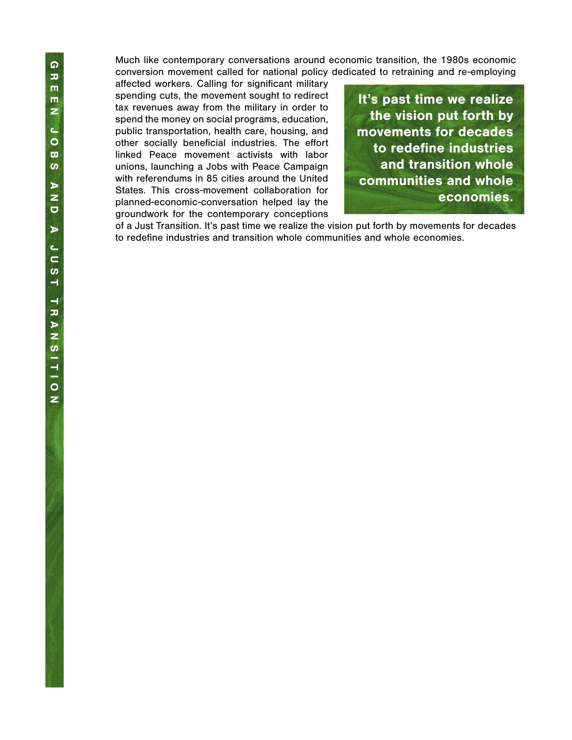Much like contemporary conversations around economic transition, the 1980s economic conversion movement called for national policy dedicated to retraining and re-employing affected workers. Calling for significant military spending cuts, the movement sought to redirect tax revenues away from the military in order to spend the money on social programs, education, public transportation, health care, housing, and other socially beneficial industries. The effort linked Peace movement activists with labor unions, launching a Jobs with Peace Campaign with referendums in 85 cities around the United States. This cross-movement collaboration for planned-economic-conversation helped lay the groundwork for the contemporary conceptions of a Just Transition. It's past time we realize the vision put forth by movements for decades to redefine industries and transition whole communities and whole economies.

**It's past time we realize the vision put forth by movements for decades to redefine industries and transition whole communities and whole economies.**